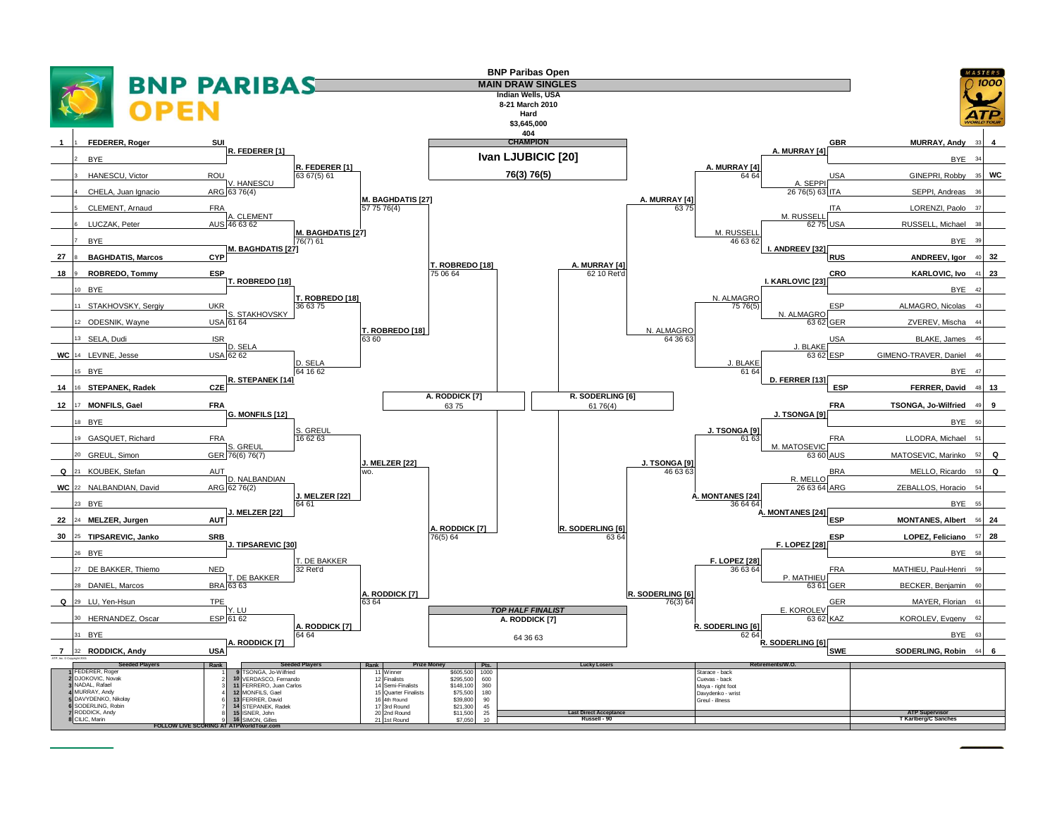# BNP PARIBAS OPEN

**BNP Paribas Open**
**MAIN DRAW SINGLES**
Indian Wells, USA
8-21 March 2010
Hard
$3,645,000
404

**CHAMPION**
**Ivan LJUBICIC [20]**
**76(3) 76(5)**

## Top Half

| Seed | # | Player | Nat | 1st Round | 2nd Round | 3rd Round | 4th Round | Quarterfinals |
|---|---|---|---|---|---|---|---|---|
| 1 | 1 | FEDERER, Roger | SUI | R. FEDERER [1] | R. FEDERER [1] 63 67(5) 61 | M. BAGHDATIS [27] 57 75 76(4) | T. ROBREDO [18] 75 06 64 | A. RODDICK [7] 63 75 |
| | 2 | BYE | | | | | | |
| | 3 | HANESCU, Victor | ROU | V. HANESCU 63 76(4) | | | | |
| | 4 | CHELA, Juan Ignacio | ARG | | | | | |
| | 5 | CLEMENT, Arnaud | FRA | A. CLEMENT 46 63 62 | M. BAGHDATIS [27] 76(7) 61 | | | |
| | 6 | LUCZAK, Peter | AUS | | | | | |
| | 7 | BYE | | M. BAGHDATIS [27] | | | | |
| 27 | 8 | BAGHDATIS, Marcos | CYP | | | | | |
| 18 | 9 | ROBREDO, Tommy | ESP | T. ROBREDO [18] | T. ROBREDO [18] 36 63 75 | T. ROBREDO [18] 63 60 | | |
| | 10 | BYE | | | | | | |
| | 11 | STAKHOVSKY, Sergiy | UKR | S. STAKHOVSKY 61 64 | | | | |
| | 12 | ODESNIK, Wayne | USA | | | | | |
| | 13 | SELA, Dudi | ISR | D. SELA 62 62 | D. SELA 64 16 62 | | | |
| WC | 14 | LEVINE, Jesse | USA | | | | | |
| | 15 | BYE | | R. STEPANEK [14] | | | | |
| 14 | 16 | STEPANEK, Radek | CZE | | | | | |
| 12 | 17 | MONFILS, Gael | FRA | G. MONFILS [12] | S. GREUL 16 62 63 | J. MELZER [22] wo. | A. RODDICK [7] 76(5) 64 | |
| | 18 | BYE | | | | | | |
| | 19 | GASQUET, Richard | FRA | S. GREUL 76(6) 76(7) | | | | |
| | 20 | GREUL, Simon | GER | | | | | |
| Q | 21 | KOUBEK, Stefan | AUT | D. NALBANDIAN 62 76(2) | J. MELZER [22] 64 61 | | | |
| WC | 22 | NALBANDIAN, David | ARG | | | | | |
| | 23 | BYE | | J. MELZER [22] | | | | |
| 22 | 24 | MELZER, Jurgen | AUT | | | | | |
| 30 | 25 | TIPSAREVIC, Janko | SRB | J. TIPSAREVIC [30] | T. DE BAKKER 32 Ret'd | A. RODDICK [7] 63 64 | | |
| | 26 | BYE | | | | | | |
| | 27 | DE BAKKER, Thiemo | NED | T. DE BAKKER 63 63 | | | | |
| | 28 | DANIEL, Marcos | BRA | | | | | |
| Q | 29 | LU, Yen-Hsun | TPE | Y. LU 61 62 | A. RODDICK [7] 64 64 | | | |
| | 30 | HERNANDEZ, Oscar | ESP | | | | | |
| | 31 | BYE | | A. RODDICK [7] | | | | |
| 7 | 32 | RODDICK, Andy | USA | | | | | |

**TOP HALF FINALIST**
**A. RODDICK [7]**
64 36 63

## Bottom Half

| Seed | # | Player | Nat | 1st Round | 2nd Round | 3rd Round | 4th Round | Quarterfinals |
|---|---|---|---|---|---|---|---|---|
| 4 | 33 | MURRAY, Andy | GBR | A. MURRAY [4] | A. MURRAY [4] 64 64 | A. MURRAY [4] 63 75 | A. MURRAY [4] 62 10 Ret'd | R. SODERLING [6] 61 76(4) |
| | 34 | BYE | | | | | | |
| WC | 35 | GINEPRI, Robby | USA | A. SEPPI 26 76(5) 63 | | | | |
| | 36 | SEPPI, Andreas | ITA | | | | | |
| | 37 | LORENZI, Paolo | ITA | M. RUSSELL 62 75 | M. RUSSELL 46 63 62 | | | |
| | 38 | RUSSELL, Michael | USA | | | | | |
| | 39 | BYE | | I. ANDREEV [32] | | | | |
| 32 | 40 | ANDREEV, Igor | RUS | | | | | |
| 23 | 41 | KARLOVIC, Ivo | CRO | I. KARLOVIC [23] | N. ALMAGRO 75 76(5) | N. ALMAGRO 64 36 63 | | |
| | 42 | BYE | | | | | | |
| | 43 | ALMAGRO, Nicolas | ESP | N. ALMAGRO 63 62 | | | | |
| | 44 | ZVEREV, Mischa | GER | | | | | |
| | 45 | BLAKE, James | USA | J. BLAKE 63 62 | J. BLAKE 61 64 | | | |
| | 46 | GIMENO-TRAVER, Daniel | ESP | | | | | |
| | 47 | BYE | | D. FERRER [13] | | | | |
| 13 | 48 | FERRER, David | ESP | | | | | |
| 9 | 49 | TSONGA, Jo-Wilfried | FRA | J. TSONGA [9] | J. TSONGA [9] 61 63 | J. TSONGA [9] 46 63 63 | R. SODERLING [6] 63 64 | |
| | 50 | BYE | | | | | | |
| | 51 | LLODRA, Michael | FRA | M. MATOSEVIC 63 60 | | | | |
| Q | 52 | MATOSEVIC, Marinko | AUS | | | | | |
| Q | 53 | MELLO, Ricardo | BRA | R. MELLO 26 63 64 | A. MONTANES [24] 36 64 64 | | | |
| | 54 | ZEBALLOS, Horacio | ARG | | | | | |
| | 55 | BYE | | A. MONTANES [24] | | | | |
| 24 | 56 | MONTANES, Albert | ESP | | | | | |
| 28 | 57 | LOPEZ, Feliciano | ESP | F. LOPEZ [28] | F. LOPEZ [28] 36 63 64 | R. SODERLING [6] 76(3) 64 | | |
| | 58 | BYE | | | | | | |
| | 59 | MATHIEU, Paul-Henri | FRA | P. MATHIEU 63 61 | | | | |
| | 60 | BECKER, Benjamin | GER | | | | | |
| | 61 | MAYER, Florian | GER | E. KOROLEV 63 62 | R. SODERLING [6] 62 64 | | | |
| | 62 | KOROLEV, Evgeny | KAZ | | | | | |
| | 63 | BYE | | R. SODERLING [6] | | | | |
| 6 | 64 | SODERLING, Robin | SWE | | | | | |

## Seeded Players

| | Seeded Players | Rank | | Seeded Players | Rank |
|---|---|---|---|---|---|
| 1 | FEDERER, Roger | 1 | 9 | TSONGA, Jo-Wilfried | 11 |
| 2 | DJOKOVIC, Novak | 2 | 10 | VERDASCO, Fernando | 12 |
| 3 | NADAL, Rafael | 3 | 11 | FERRERO, Juan Carlos | 14 |
| 4 | MURRAY, Andy | 4 | 12 | MONFILS, Gael | 15 |
| 5 | DAVYDENKO, Nikolay | 6 | 13 | FERRER, David | 16 |
| 6 | SODERLING, Robin | 7 | 14 | STEPANEK, Radek | 17 |
| 7 | RODDICK, Andy | 8 | 15 | ISNER, John | 20 |
| 8 | CILIC, Marin | 9 | 16 | SIMON, Gilles | 21 |

## Prize Money

| Round | Prize Money | Pts. |
|---|---|---|
| Winner | $605,500 | 1000 |
| Finalists | $295,500 | 600 |
| Semi-Finalists | $148,100 | 360 |
| Quarter Finalists | $75,500 | 180 |
| 4th Round | $39,800 | 90 |
| 3rd Round | $21,300 | 45 |
| 2nd Round | $11,500 | 25 |
| 1st Round | $7,050 | 10 |

**Lucky Losers**

**Retirements/W.O.**
Starace - back
Cuevas - back
Moya - right foot
Davydenko - wrist
Greul - illness

**Last Direct Acceptance**
Russell - 90

**ATP Supervisor**
T Karlberg/C Sanches

FOLLOW LIVE SCORING AT ATPWorldTour.com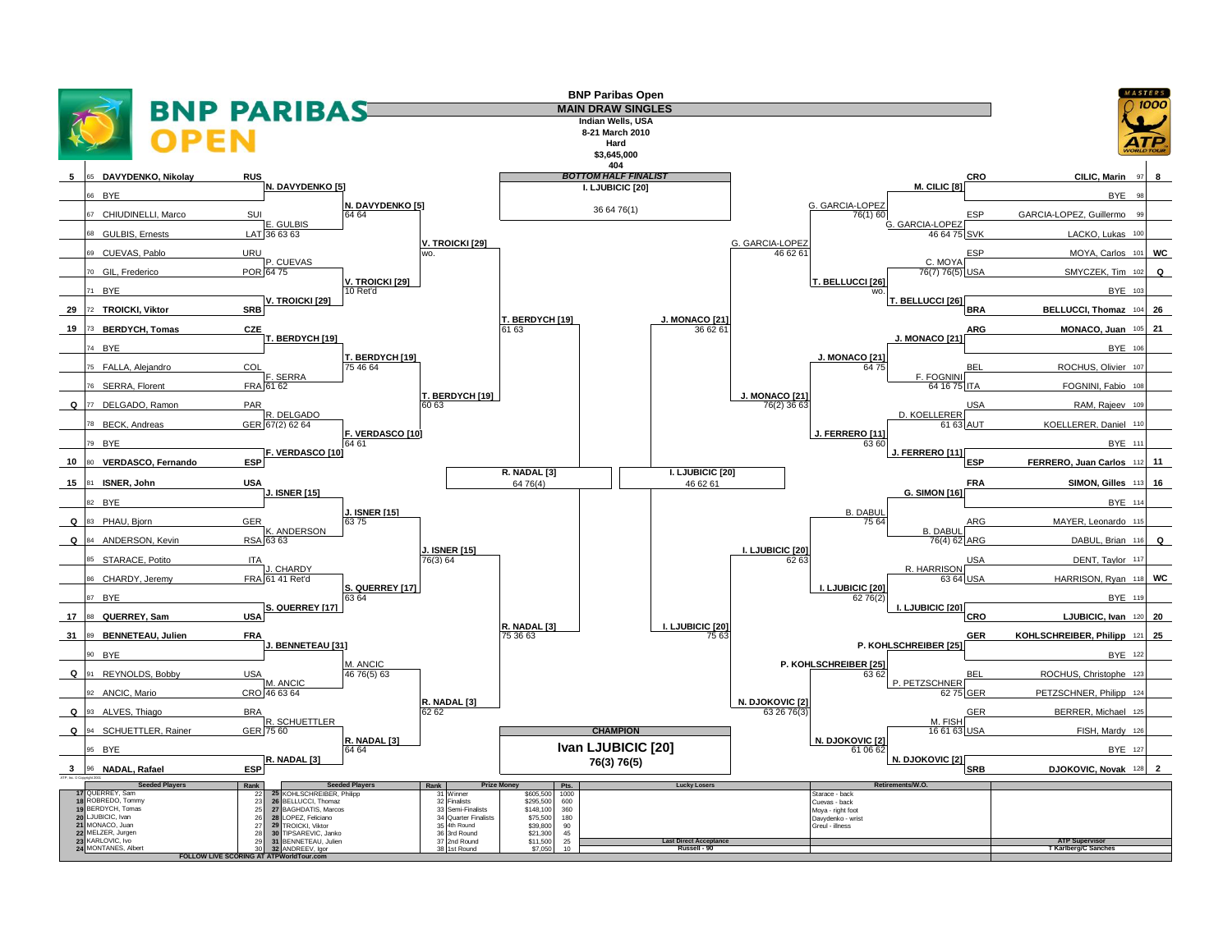# BNP Paribas Open

**MAIN DRAW SINGLES**

Indian Wells, USA
8-21 March 2010
Hard
$3,645,000
404

**BOTTOM HALF FINALIST**
I. LJUBICIC [20]
36 64 76(1)

## Left Section (Draw positions 65–96)

| Seed | # | Player | Nat | 1st Round | 2nd Round | 3rd Round | 4th Round | Quarter Finals |
|---|---|---|---|---|---|---|---|---|
| 5 | 65 | **DAVYDENKO, Nikolay** | RUS | N. DAVYDENKO [5] | N. DAVYDENKO [5] 64 64 | V. TROICKI [29] wo. | T. BERDYCH [19] 61 63 | R. NADAL [3] 64 76(4) |
| | 66 | BYE | | | | | | |
| | 67 | CHIUDINELLI, Marco | SUI | E. GULBIS 36 63 63 | | | | |
| | 68 | GULBIS, Ernests | LAT | | | | | |
| | 69 | CUEVAS, Pablo | URU | P. CUEVAS 64 75 | V. TROICKI [29] 10 Ret'd | | | |
| | 70 | GIL, Frederico | POR | | | | | |
| | 71 | BYE | | V. TROICKI [29] | | | | |
| 29 | 72 | **TROICKI, Viktor** | SRB | | | | | |
| 19 | 73 | **BERDYCH, Tomas** | CZE | T. BERDYCH [19] | T. BERDYCH [19] 75 46 64 | T. BERDYCH [19] 60 63 | | |
| | 74 | BYE | | | | | | |
| | 75 | FALLA, Alejandro | COL | F. SERRA 61 62 | | | | |
| | 76 | SERRA, Florent | FRA | | | | | |
| Q | 77 | DELGADO, Ramon | PAR | R. DELGADO 67(2) 62 64 | F. VERDASCO [10] 64 61 | | | |
| | 78 | BECK, Andreas | GER | | | | | |
| | 79 | BYE | | F. VERDASCO [10] | | | | |
| 10 | 80 | **VERDASCO, Fernando** | ESP | | | | | |
| 15 | 81 | **ISNER, John** | USA | J. ISNER [15] | J. ISNER [15] 63 75 | J. ISNER [15] 76(3) 64 | R. NADAL [3] 75 36 63 | |
| | 82 | BYE | | | | | | |
| Q | 83 | PHAU, Bjorn | GER | K. ANDERSON 63 63 | | | | |
| Q | 84 | ANDERSON, Kevin | RSA | | | | | |
| | 85 | STARACE, Potito | ITA | J. CHARDY 61 41 Ret'd | S. QUERREY [17] 63 64 | | | |
| | 86 | CHARDY, Jeremy | FRA | | | | | |
| | 87 | BYE | | S. QUERREY [17] | | | | |
| 17 | 88 | **QUERREY, Sam** | USA | | | | | |
| 31 | 89 | **BENNETEAU, Julien** | FRA | J. BENNETEAU [31] | M. ANCIC 46 76(5) 63 | R. NADAL [3] 62 62 | | |
| | 90 | BYE | | | | | | |
| Q | 91 | REYNOLDS, Bobby | USA | M. ANCIC 46 63 64 | | | | |
| | 92 | ANCIC, Mario | CRO | | | | | |
| Q | 93 | ALVES, Thiago | BRA | R. SCHUETTLER 75 60 | R. NADAL [3] 64 64 | | | |
| Q | 94 | SCHUETTLER, Rainer | GER | | | | | |
| | 95 | BYE | | R. NADAL [3] | | | | |
| 3 | 96 | **NADAL, Rafael** | ESP | | | | | |

## Right Section (Draw positions 97–128)

| Seed | # | Player | Nat | 1st Round | 2nd Round | 3rd Round | 4th Round | Quarter Finals |
|---|---|---|---|---|---|---|---|---|
| 8 | 97 | **CILIC, Marin** | CRO | M. CILIC [8] | G. GARCIA-LOPEZ 76(1) 60 | G. GARCIA-LOPEZ 46 62 61 | J. MONACO [21] 36 62 61 | I. LJUBICIC [20] 46 62 61 |
| | 98 | BYE | | | | | | |
| | 99 | GARCIA-LOPEZ, Guillermo | ESP | G. GARCIA-LOPEZ 46 64 75 | | | | |
| | 100 | LACKO, Lukas | SVK | | | | | |
| WC | 101 | MOYA, Carlos | ESP | C. MOYA 76(7) 76(5) | T. BELLUCCI [26] wo. | | | |
| Q | 102 | SMYCZEK, Tim | USA | | | | | |
| | 103 | BYE | | T. BELLUCCI [26] | | | | |
| 26 | 104 | **BELLUCCI, Thomaz** | BRA | | | | | |
| 21 | 105 | **MONACO, Juan** | ARG | J. MONACO [21] | J. MONACO [21] 64 75 | J. MONACO [21] 76(2) 36 63 | | |
| | 106 | BYE | | | | | | |
| | 107 | ROCHUS, Olivier | BEL | F. FOGNINI 64 16 75 | | | | |
| | 108 | FOGNINI, Fabio | ITA | | | | | |
| | 109 | RAM, Rajeev | USA | D. KOELLERER 61 63 | J. FERRERO [11] 63 60 | | | |
| | 110 | KOELLERER, Daniel | AUT | | | | | |
| | 111 | BYE | | J. FERRERO [11] | | | | |
| 11 | 112 | **FERRERO, Juan Carlos** | ESP | | | | | |
| 16 | 113 | **SIMON, Gilles** | FRA | G. SIMON [16] | B. DABUL 75 64 | I. LJUBICIC [20] 62 63 | I. LJUBICIC [20] 75 63 | |
| | 114 | BYE | | | | | | |
| | 115 | MAYER, Leonardo | ARG | B. DABUL 76(4) 62 | | | | |
| Q | 116 | DABUL, Brian | ARG | | | | | |
| | 117 | DENT, Taylor | USA | R. HARRISON 63 64 | I. LJUBICIC [20] 62 76(2) | | | |
| WC | 118 | HARRISON, Ryan | USA | | | | | |
| | 119 | BYE | | I. LJUBICIC [20] | | | | |
| 20 | 120 | **LJUBICIC, Ivan** | CRO | | | | | |
| 25 | 121 | **KOHLSCHREIBER, Philipp** | GER | P. KOHLSCHREIBER [25] | P. KOHLSCHREIBER [25] 63 62 | N. DJOKOVIC [2] 63 26 76(3) | | |
| | 122 | BYE | | | | | | |
| | 123 | ROCHUS, Christophe | BEL | P. PETZSCHNER 62 75 | | | | |
| | 124 | PETZSCHNER, Philipp | GER | | | | | |
| | 125 | BERRER, Michael | GER | M. FISH 16 61 63 | N. DJOKOVIC [2] 61 06 62 | | | |
| | 126 | FISH, Mardy | USA | | | | | |
| | 127 | BYE | | N. DJOKOVIC [2] | | | | |
| 2 | 128 | **DJOKOVIC, Novak** | SRB | | | | | |

**Semi-Finals:** R. NADAL [3] 64 76(4) — I. LJUBICIC [20] 46 62 61

**CHAMPION**
**Ivan LJUBICIC [20]**
**76(3) 76(5)**

| Seeded Players | Rank | Seeded Players | Rank |
|---|---|---|---|
| 17 QUERREY, Sam | 22 | 25 KOHLSCHREIBER, Philipp | 31 |
| 18 ROBREDO, Tommy | 23 | 26 BELLUCCI, Thomaz | 32 |
| 19 BERDYCH, Tomas | 25 | 27 BAGHDATIS, Marcos | 33 |
| 20 LJUBICIC, Ivan | 26 | 28 LOPEZ, Feliciano | 34 |
| 21 MONACO, Juan | 27 | 29 TROICKI, Viktor | 35 |
| 22 MELZER, Jurgen | 28 | 30 TIPSAREVIC, Janko | 36 |
| 23 KARLOVIC, Ivo | 29 | 31 BENNETEAU, Julien | 37 |
| 24 MONTANES, Albert | 30 | 32 ANDREEV, Igor | 38 |

| Round | Prize Money | Pts. |
|---|---|---|
| Winner | $605,500 | 1000 |
| Finalists | $295,500 | 600 |
| Semi-Finalists | $148,100 | 360 |
| Quarter Finalists | $75,500 | 180 |
| 4th Round | $39,800 | 90 |
| 3rd Round | $21,300 | 45 |
| 2nd Round | $11,500 | 25 |
| 1st Round | $7,050 | 10 |

**Lucky Losers**

**Retirements/W.O.**
Starace - back
Cuevas - back
Moya - right foot
Davydenko - wrist
Greul - illness

**Last Direct Acceptance**
Russell - 90

**ATP Supervisor**
T Karlberg/C Sanches

FOLLOW LIVE SCORING AT ATPWorldTour.com